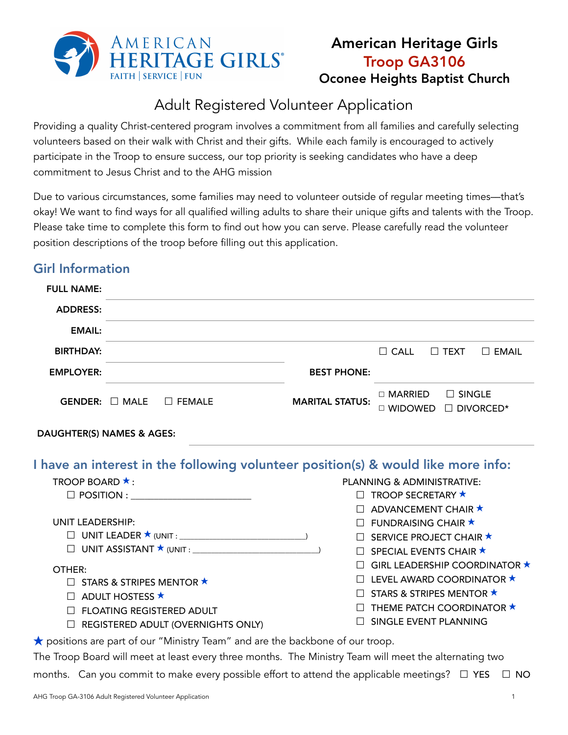# American Heritage Girls
## Troop GA3106
## Oconee Heights Baptist Church

# Adult Registered Volunteer Application

Providing a quality Christ-centered program involves a commitment from all families and carefully selecting volunteers based on their walk with Christ and their gifts. While each family is encouraged to actively participate in the Troop to ensure success, our top priority is seeking candidates who have a deep commitment to Jesus Christ and to the AHG mission

Due to various circumstances, some families may need to volunteer outside of regular meeting times—that's okay! We want to find ways for all qualified willing adults to share their unique gifts and talents with the Troop. Please take time to complete this form to find out how you can serve. Please carefully read the volunteer position descriptions of the troop before filling out this application.

## Girl Information

**FULL NAME:** ____________________

**ADDRESS:** ____________________

**EMAIL:** ____________________

**BIRTHDAY:** ____________________ ☐ CALL ☐ TEXT ☐ EMAIL

**EMPLOYER:** ____________________ **BEST PHONE:** ____________________

**GENDER:** ☐ MALE ☐ FEMALE **MARITAL STATUS:** ☐ MARRIED ☐ SINGLE ☐ WIDOWED ☐ DIVORCED*

**DAUGHTER(S) NAMES & AGES:** ____________________

## I have an interest in the following volunteer position(s) & would like more info:

TROOP BOARD ★:
- ☐ POSITION : ________________________

UNIT LEADERSHIP:
- ☐ UNIT LEADER ★ (UNIT : ____________________________)
- ☐ UNIT ASSISTANT ★ (UNIT : ____________________________)

OTHER:
- ☐ STARS & STRIPES MENTOR ★
- ☐ ADULT HOSTESS ★
- ☐ FLOATING REGISTERED ADULT
- ☐ REGISTERED ADULT (OVERNIGHTS ONLY)

PLANNING & ADMINISTRATIVE:
- ☐ TROOP SECRETARY ★
- ☐ ADVANCEMENT CHAIR ★
- ☐ FUNDRAISING CHAIR ★
- ☐ SERVICE PROJECT CHAIR ★
- ☐ SPECIAL EVENTS CHAIR ★
- ☐ GIRL LEADERSHIP COORDINATOR ★
- ☐ LEVEL AWARD COORDINATOR ★
- ☐ STARS & STRIPES MENTOR ★
- ☐ THEME PATCH COORDINATOR ★
- ☐ SINGLE EVENT PLANNING

★ positions are part of our "Ministry Team" and are the backbone of our troop.

The Troop Board will meet at least every three months. The Ministry Team will meet the alternating two months. Can you commit to make every possible effort to attend the applicable meetings? ☐ YES ☐ NO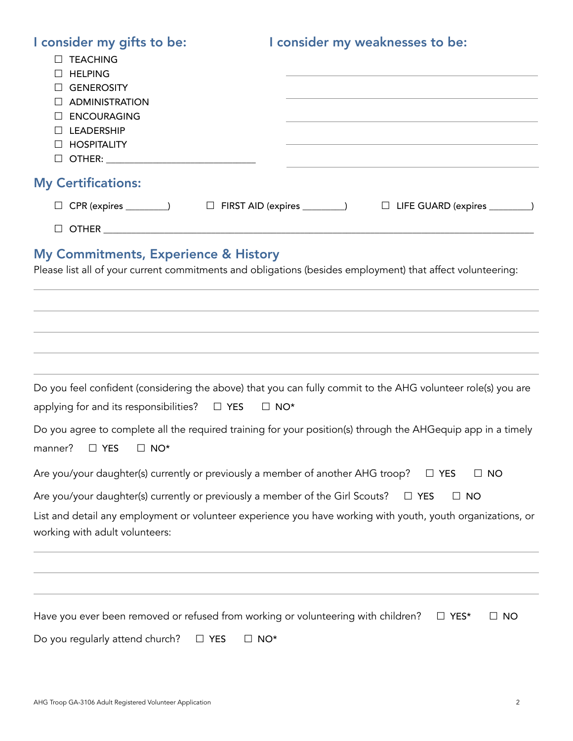## I consider my gifts to be:

- ☐ TEACHING
- ☐ HELPING
- ☐ GENEROSITY
- ☐ ADMINISTRATION
- ☐ ENCOURAGING
- ☐ LEADERSHIP
- ☐ HOSPITALITY
- ☐ OTHER: ___________________________

## I consider my weaknesses to be:

_______________________________________________

_______________________________________________

_______________________________________________

_______________________________________________

_______________________________________________

## My Certifications:

☐ CPR (expires ________)    ☐ FIRST AID (expires ________)    ☐ LIFE GUARD (expires ________)

☐ OTHER ______________________________________________________________________________

## My Commitments, Experience & History

Please list all of your current commitments and obligations (besides employment) that affect volunteering:

______________________________________________________________________________

______________________________________________________________________________

______________________________________________________________________________

______________________________________________________________________________

______________________________________________________________________________

Do you feel confident (considering the above) that you can fully commit to the AHG volunteer role(s) you are applying for and its responsibilities?   ☐ YES   ☐ NO*

Do you agree to complete all the required training for your position(s) through the AHGequip app in a timely manner?   ☐ YES   ☐ NO*

Are you/your daughter(s) currently or previously a member of another AHG troop?   ☐ YES   ☐ NO

Are you/your daughter(s) currently or previously a member of the Girl Scouts?   ☐ YES   ☐ NO

List and detail any employment or volunteer experience you have working with youth, youth organizations, or working with adult volunteers:

______________________________________________________________________________

______________________________________________________________________________

______________________________________________________________________________

Have you ever been removed or refused from working or volunteering with children?   ☐ YES*   ☐ NO

Do you regularly attend church?   ☐ YES   ☐ NO*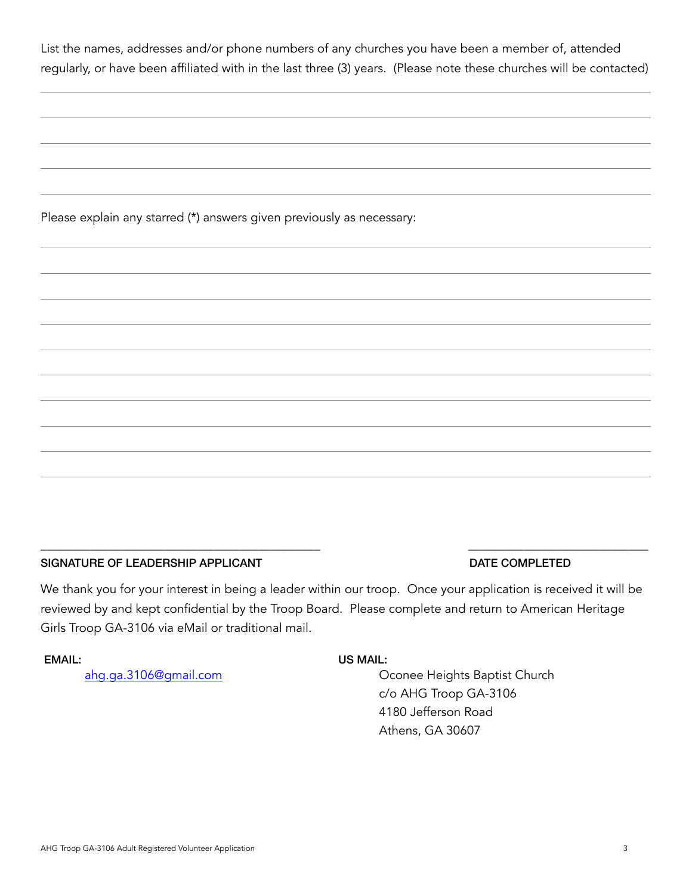List the names, addresses and/or phone numbers of any churches you have been a member of, attended regularly, or have been affiliated with in the last three (3) years. (Please note these churches will be contacted)

______________________________________________________________________________________

______________________________________________________________________________________

______________________________________________________________________________________

______________________________________________________________________________________

______________________________________________________________________________________

Please explain any starred (*) answers given previously as necessary:

______________________________________________________________________________________

______________________________________________________________________________________

______________________________________________________________________________________

______________________________________________________________________________________

______________________________________________________________________________________

______________________________________________________________________________________

______________________________________________________________________________________

______________________________________________________________________________________

______________________________________________________________________________________

______________________________________________________________________________________

_______________________________________________ _____________________________

**SIGNATURE OF LEADERSHIP APPLICANT** **DATE COMPLETED**

We thank you for your interest in being a leader within our troop. Once your application is received it will be reviewed by and kept confidential by the Troop Board. Please complete and return to American Heritage Girls Troop GA-3106 via eMail or traditional mail.

**EMAIL:**

ahg.ga.3106@gmail.com

**US MAIL:**

Oconee Heights Baptist Church
c/o AHG Troop GA-3106
4180 Jefferson Road
Athens, GA 30607